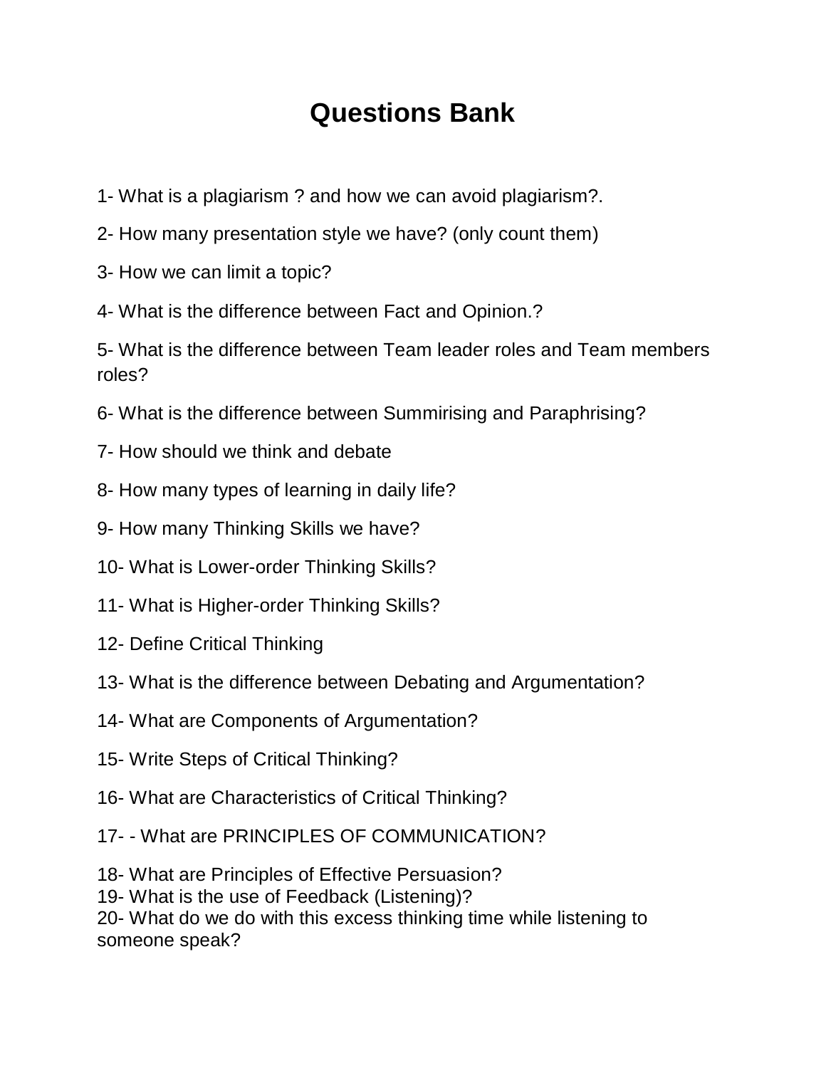# Questions Bank

1- What is a plagiarism ? and how we can avoid plagiarism?.

2- How many presentation style we have? (only count them)

3- How we can limit a topic?

4- What is the difference between Fact and Opinion.?

5- What is the difference between Team leader roles and Team members roles?

6- What is the difference between Summirising and Paraphrising?

7- How should we think and debate

8- How many types of learning in daily life?

9- How many Thinking Skills we have?

10- What is Lower-order Thinking Skills?

11- What is Higher-order Thinking Skills?

12- Define Critical Thinking

13- What is the difference between Debating and Argumentation?

14- What are Components of Argumentation?

15- Write Steps of Critical Thinking?

16- What are Characteristics of Critical Thinking?

17- - What are PRINCIPLES OF COMMUNICATION?

18- What are Principles of Effective Persuasion?
19- What is the use of Feedback (Listening)?
20- What do we do with this excess thinking time while listening to someone speak?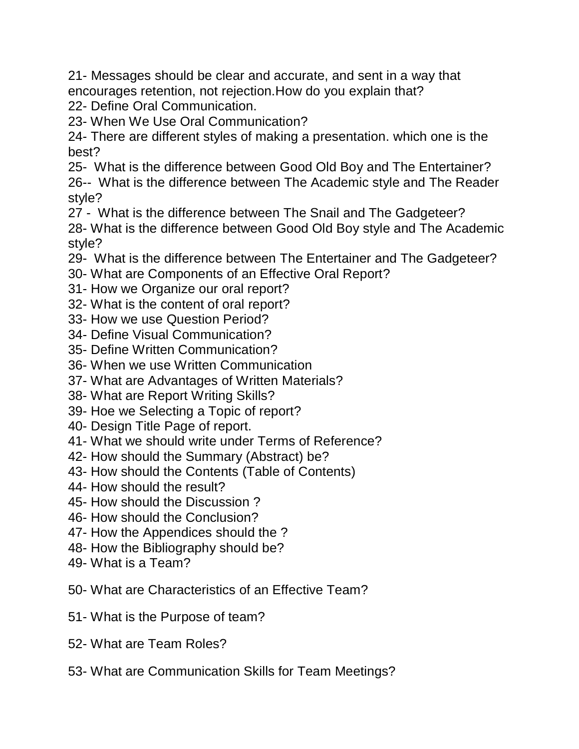21- Messages should be clear and accurate, and sent in a way that encourages retention, not rejection.How do you explain that?

22- Define Oral Communication.

23- When We Use Oral Communication?

24- There are different styles of making a presentation. which one is the best?

25- What is the difference between Good Old Boy and The Entertainer?

26-- What is the difference between The Academic style and The Reader style?

27 - What is the difference between The Snail and The Gadgeteer?

28- What is the difference between Good Old Boy style and The Academic style?

29- What is the difference between The Entertainer and The Gadgeteer?

30- What are Components of an Effective Oral Report?

31- How we Organize our oral report?

32- What is the content of oral report?

33- How we use Question Period?

34- Define Visual Communication?

35- Define Written Communication?

36- When we use Written Communication

37- What are Advantages of Written Materials?

38- What are Report Writing Skills?

39- Hoe we Selecting a Topic of report?

40- Design Title Page of report.

41- What we should write under Terms of Reference?

42- How should the Summary (Abstract) be?

43- How should the Contents (Table of Contents)

44- How should the result?

45- How should the Discussion ?

46- How should the Conclusion?

47- How the Appendices should the ?

48- How the Bibliography should be?

49- What is a Team?

50- What are Characteristics of an Effective Team?

51- What is the Purpose of team?

52- What are Team Roles?

53- What are Communication Skills for Team Meetings?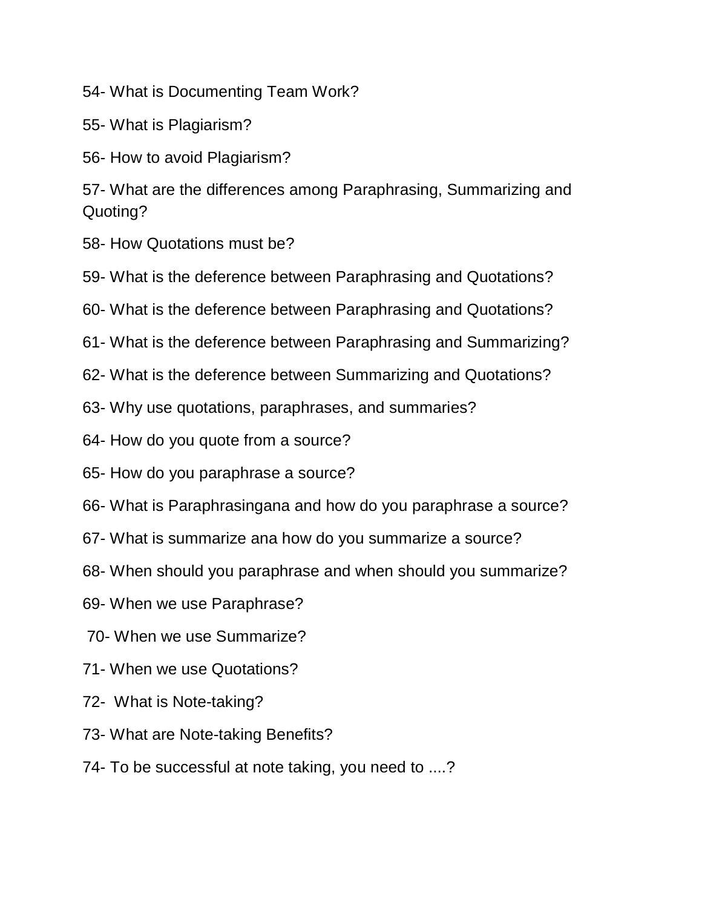54- What is Documenting Team Work?

55- What is Plagiarism?

56- How to avoid Plagiarism?

57- What are the differences among Paraphrasing, Summarizing and Quoting?

58- How Quotations must be?

59- What is the deference between Paraphrasing and Quotations?

60- What is the deference between Paraphrasing and Quotations?

61- What is the deference between Paraphrasing and Summarizing?

62- What is the deference between Summarizing and Quotations?

63- Why use quotations, paraphrases, and summaries?

64- How do you quote from a source?

65- How do you paraphrase a source?

66- What is Paraphrasingana and how do you paraphrase a source?

67- What is summarize ana how do you summarize a source?

68- When should you paraphrase and when should you summarize?

69- When we use Paraphrase?

70- When we use Summarize?

71- When we use Quotations?

72- What is Note-taking?

73- What are Note-taking Benefits?

74- To be successful at note taking, you need to ....?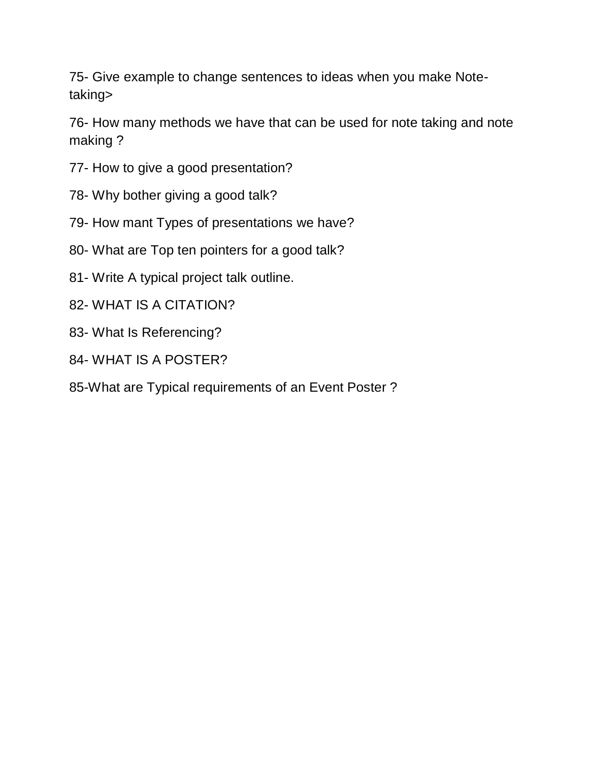75- Give example to change sentences to ideas when you make Note-taking>

76- How many methods we have that can be used for note taking and note making ?

77- How to give a good presentation?

78- Why bother giving a good talk?

79- How mant Types of presentations we have?

80- What are Top ten pointers for a good talk?

81- Write A typical project talk outline.

82- WHAT IS A CITATION?

83- What Is Referencing?

84- WHAT IS A POSTER?

85-What are Typical requirements of an Event Poster ?